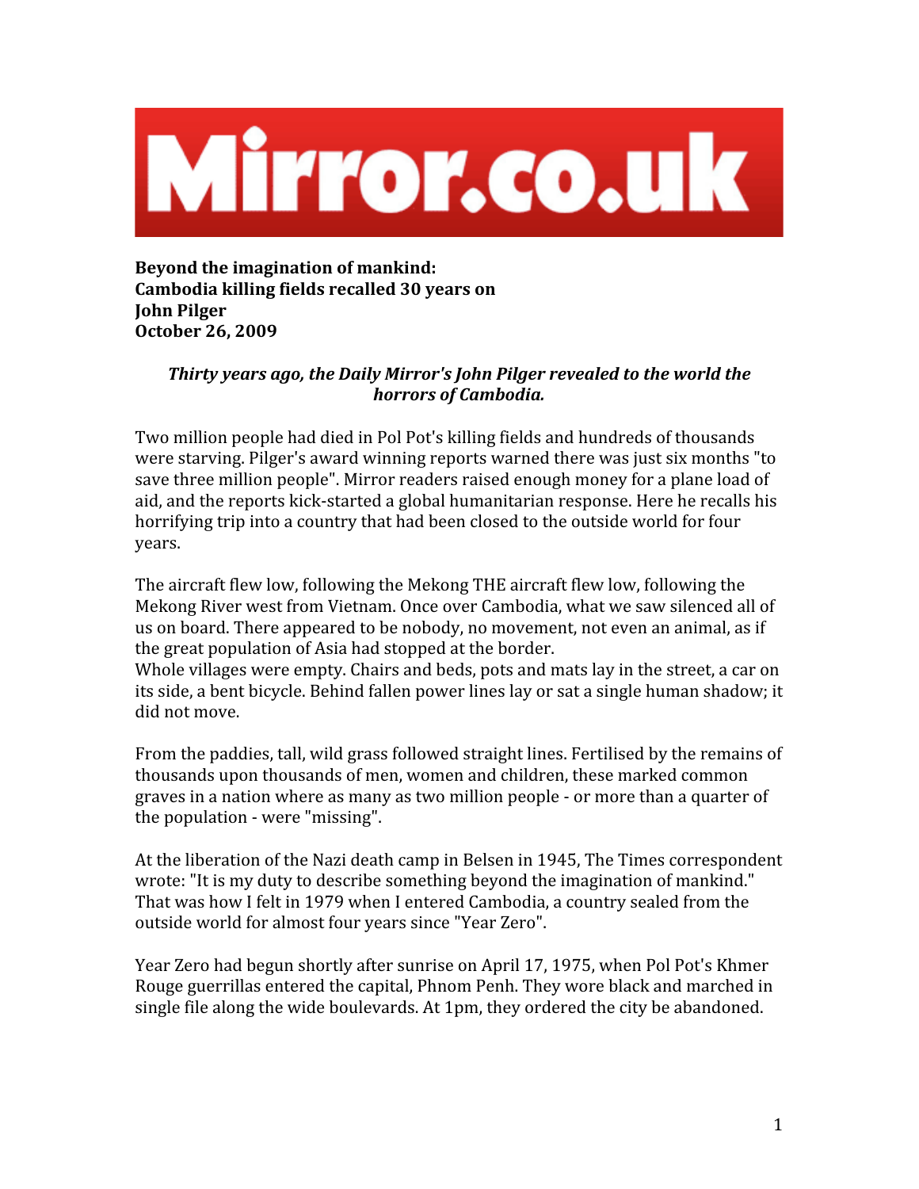Mirror.co.uk

**Beyond the imagination of mankind:**
**Cambodia killing fields recalled 30 years on**
**John Pilger**
**October 26, 2009**

***Thirty years ago, the Daily Mirror's John Pilger revealed to the world the horrors of Cambodia.***

Two million people had died in Pol Pot's killing fields and hundreds of thousands were starving. Pilger's award winning reports warned there was just six months "to save three million people". Mirror readers raised enough money for a plane load of aid, and the reports kick-started a global humanitarian response. Here he recalls his horrifying trip into a country that had been closed to the outside world for four years.

The aircraft flew low, following the Mekong THE aircraft flew low, following the Mekong River west from Vietnam. Once over Cambodia, what we saw silenced all of us on board. There appeared to be nobody, no movement, not even an animal, as if the great population of Asia had stopped at the border.
Whole villages were empty. Chairs and beds, pots and mats lay in the street, a car on its side, a bent bicycle. Behind fallen power lines lay or sat a single human shadow; it did not move.

From the paddies, tall, wild grass followed straight lines. Fertilised by the remains of thousands upon thousands of men, women and children, these marked common graves in a nation where as many as two million people - or more than a quarter of the population - were "missing".

At the liberation of the Nazi death camp in Belsen in 1945, The Times correspondent wrote: "It is my duty to describe something beyond the imagination of mankind." That was how I felt in 1979 when I entered Cambodia, a country sealed from the outside world for almost four years since "Year Zero".

Year Zero had begun shortly after sunrise on April 17, 1975, when Pol Pot's Khmer Rouge guerrillas entered the capital, Phnom Penh. They wore black and marched in single file along the wide boulevards. At 1pm, they ordered the city be abandoned.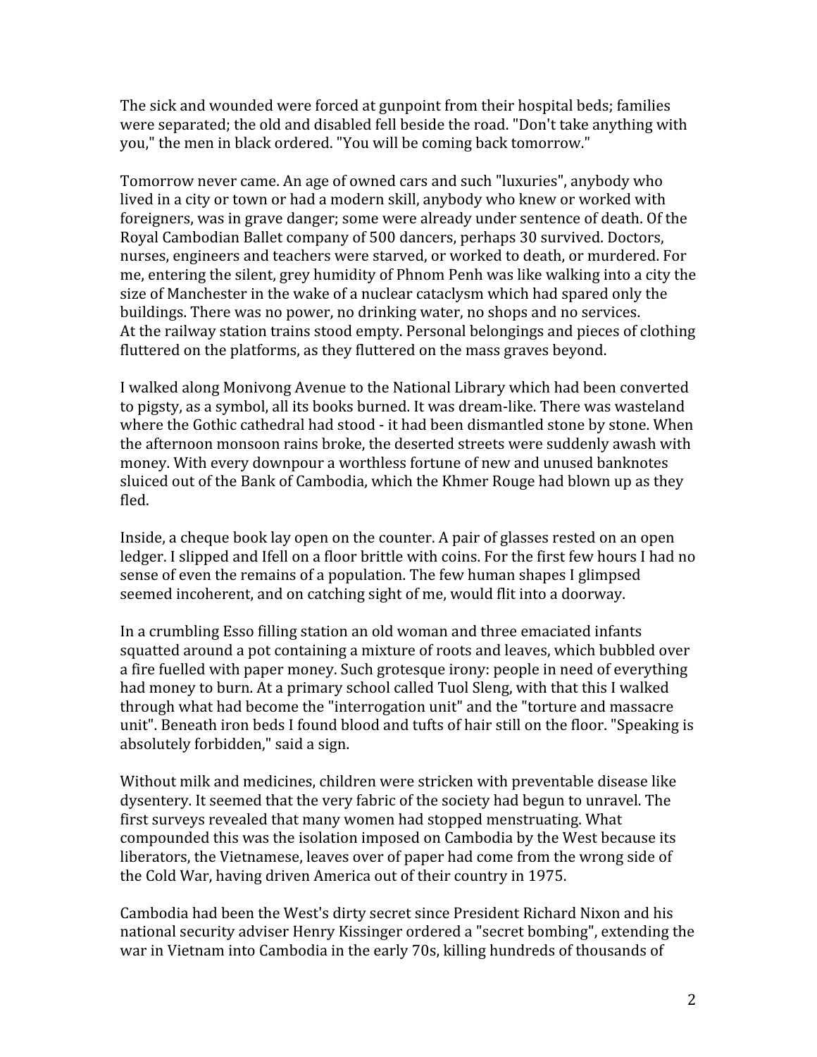The sick and wounded were forced at gunpoint from their hospital beds; families were separated; the old and disabled fell beside the road. "Don't take anything with you," the men in black ordered. "You will be coming back tomorrow."

Tomorrow never came. An age of owned cars and such "luxuries", anybody who lived in a city or town or had a modern skill, anybody who knew or worked with foreigners, was in grave danger; some were already under sentence of death. Of the Royal Cambodian Ballet company of 500 dancers, perhaps 30 survived. Doctors, nurses, engineers and teachers were starved, or worked to death, or murdered. For me, entering the silent, grey humidity of Phnom Penh was like walking into a city the size of Manchester in the wake of a nuclear cataclysm which had spared only the buildings. There was no power, no drinking water, no shops and no services.
At the railway station trains stood empty. Personal belongings and pieces of clothing fluttered on the platforms, as they fluttered on the mass graves beyond.

I walked along Monivong Avenue to the National Library which had been converted to pigsty, as a symbol, all its books burned. It was dream-like. There was wasteland where the Gothic cathedral had stood - it had been dismantled stone by stone. When the afternoon monsoon rains broke, the deserted streets were suddenly awash with money. With every downpour a worthless fortune of new and unused banknotes sluiced out of the Bank of Cambodia, which the Khmer Rouge had blown up as they fled.

Inside, a cheque book lay open on the counter. A pair of glasses rested on an open ledger. I slipped and Ifell on a floor brittle with coins. For the first few hours I had no sense of even the remains of a population. The few human shapes I glimpsed seemed incoherent, and on catching sight of me, would flit into a doorway.

In a crumbling Esso filling station an old woman and three emaciated infants squatted around a pot containing a mixture of roots and leaves, which bubbled over a fire fuelled with paper money. Such grotesque irony: people in need of everything had money to burn. At a primary school called Tuol Sleng, with that this I walked through what had become the "interrogation unit" and the "torture and massacre unit". Beneath iron beds I found blood and tufts of hair still on the floor. "Speaking is absolutely forbidden," said a sign.

Without milk and medicines, children were stricken with preventable disease like dysentery. It seemed that the very fabric of the society had begun to unravel. The first surveys revealed that many women had stopped menstruating. What compounded this was the isolation imposed on Cambodia by the West because its liberators, the Vietnamese, leaves over of paper had come from the wrong side of the Cold War, having driven America out of their country in 1975.

Cambodia had been the West's dirty secret since President Richard Nixon and his national security adviser Henry Kissinger ordered a "secret bombing", extending the war in Vietnam into Cambodia in the early 70s, killing hundreds of thousands of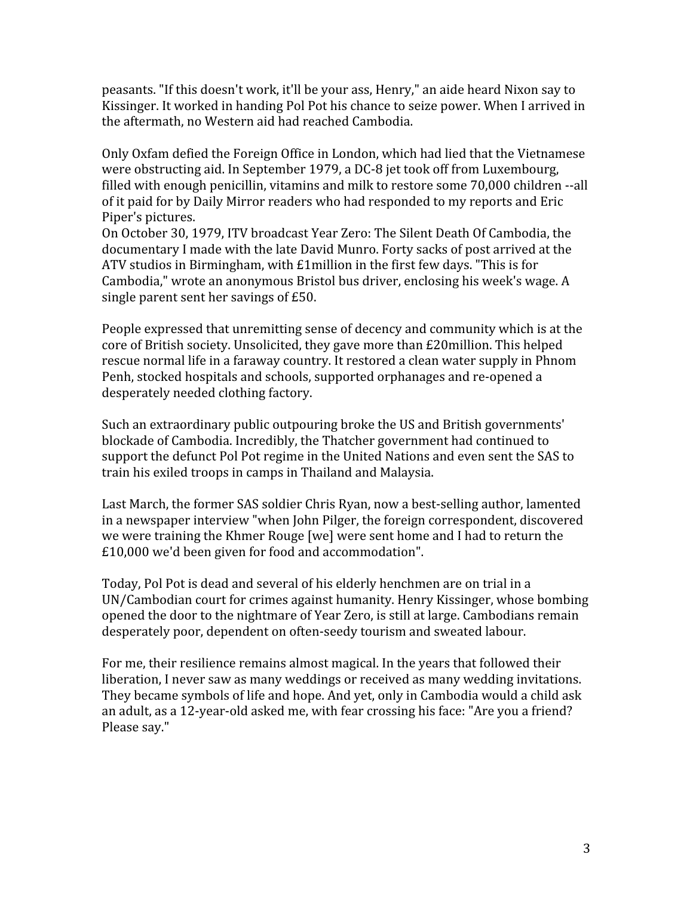peasants. "If this doesn't work, it'll be your ass, Henry," an aide heard Nixon say to Kissinger. It worked in handing Pol Pot his chance to seize power. When I arrived in the aftermath, no Western aid had reached Cambodia.

Only Oxfam defied the Foreign Office in London, which had lied that the Vietnamese were obstructing aid. In September 1979, a DC-8 jet took off from Luxembourg, filled with enough penicillin, vitamins and milk to restore some 70,000 children --all of it paid for by Daily Mirror readers who had responded to my reports and Eric Piper's pictures.

On October 30, 1979, ITV broadcast Year Zero: The Silent Death Of Cambodia, the documentary I made with the late David Munro. Forty sacks of post arrived at the ATV studios in Birmingham, with £1million in the first few days. "This is for Cambodia," wrote an anonymous Bristol bus driver, enclosing his week's wage. A single parent sent her savings of £50.

People expressed that unremitting sense of decency and community which is at the core of British society. Unsolicited, they gave more than £20million. This helped rescue normal life in a faraway country. It restored a clean water supply in Phnom Penh, stocked hospitals and schools, supported orphanages and re-opened a desperately needed clothing factory.

Such an extraordinary public outpouring broke the US and British governments' blockade of Cambodia. Incredibly, the Thatcher government had continued to support the defunct Pol Pot regime in the United Nations and even sent the SAS to train his exiled troops in camps in Thailand and Malaysia.

Last March, the former SAS soldier Chris Ryan, now a best-selling author, lamented in a newspaper interview "when John Pilger, the foreign correspondent, discovered we were training the Khmer Rouge [we] were sent home and I had to return the £10,000 we'd been given for food and accommodation".

Today, Pol Pot is dead and several of his elderly henchmen are on trial in a UN/Cambodian court for crimes against humanity. Henry Kissinger, whose bombing opened the door to the nightmare of Year Zero, is still at large. Cambodians remain desperately poor, dependent on often-seedy tourism and sweated labour.

For me, their resilience remains almost magical. In the years that followed their liberation, I never saw as many weddings or received as many wedding invitations. They became symbols of life and hope. And yet, only in Cambodia would a child ask an adult, as a 12-year-old asked me, with fear crossing his face: "Are you a friend? Please say."